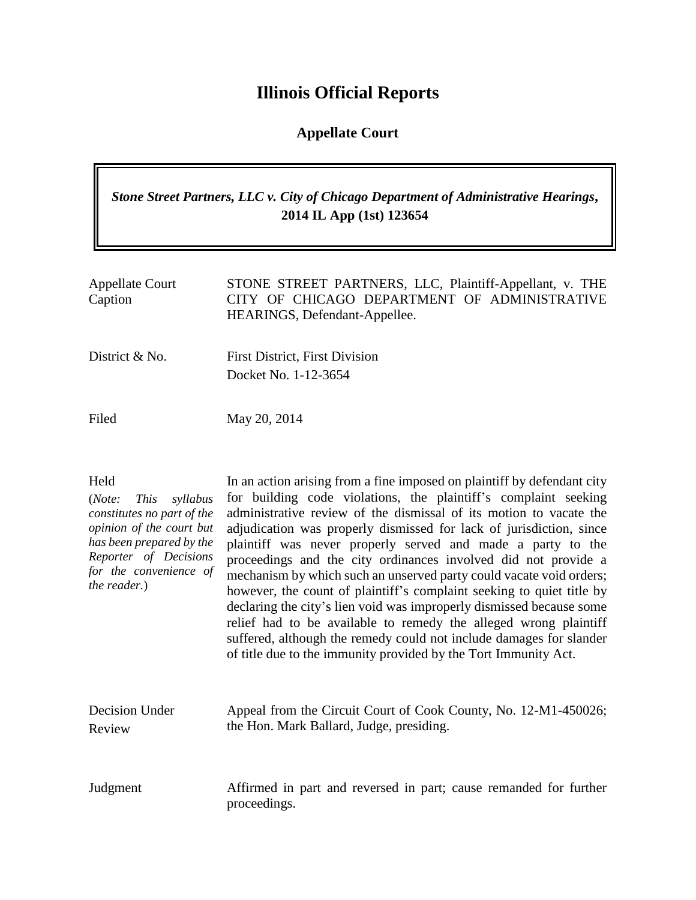# Illinois Official Reports

## Appellate Court

***Stone Street Partners, LLC v. City of Chicago Department of Administrative Hearings*, 2014 IL App (1st) 123654**

| | |
|---|---|
| Appellate Court Caption | STONE STREET PARTNERS, LLC, Plaintiff-Appellant, v. THE CITY OF CHICAGO DEPARTMENT OF ADMINISTRATIVE HEARINGS, Defendant-Appellee. |
| District & No. | First District, First Division<br>Docket No. 1-12-3654 |
| Filed | May 20, 2014 |
| Held<br>(*Note: This syllabus constitutes no part of the opinion of the court but has been prepared by the Reporter of Decisions for the convenience of the reader.*) | In an action arising from a fine imposed on plaintiff by defendant city for building code violations, the plaintiff's complaint seeking administrative review of the dismissal of its motion to vacate the adjudication was properly dismissed for lack of jurisdiction, since plaintiff was never properly served and made a party to the proceedings and the city ordinances involved did not provide a mechanism by which such an unserved party could vacate void orders; however, the count of plaintiff's complaint seeking to quiet title by declaring the city's lien void was improperly dismissed because some relief had to be available to remedy the alleged wrong plaintiff suffered, although the remedy could not include damages for slander of title due to the immunity provided by the Tort Immunity Act. |
| Decision Under Review | Appeal from the Circuit Court of Cook County, No. 12-M1-450026; the Hon. Mark Ballard, Judge, presiding. |
| Judgment | Affirmed in part and reversed in part; cause remanded for further proceedings. |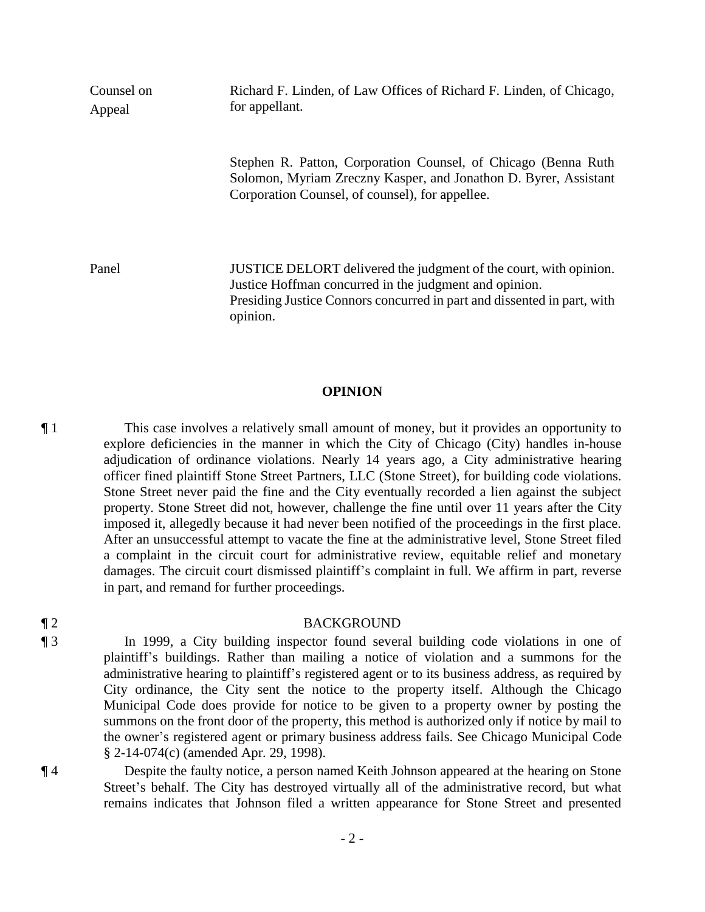| | |
|---|---|
| Counsel on Appeal | Richard F. Linden, of Law Offices of Richard F. Linden, of Chicago, for appellant.<br><br>Stephen R. Patton, Corporation Counsel, of Chicago (Benna Ruth Solomon, Myriam Zreczny Kasper, and Jonathon D. Byrer, Assistant Corporation Counsel, of counsel), for appellee. |
| Panel | JUSTICE DELORT delivered the judgment of the court, with opinion. Justice Hoffman concurred in the judgment and opinion. Presiding Justice Connors concurred in part and dissented in part, with opinion. |

## OPINION

¶ 1 This case involves a relatively small amount of money, but it provides an opportunity to explore deficiencies in the manner in which the City of Chicago (City) handles in-house adjudication of ordinance violations. Nearly 14 years ago, a City administrative hearing officer fined plaintiff Stone Street Partners, LLC (Stone Street), for building code violations. Stone Street never paid the fine and the City eventually recorded a lien against the subject property. Stone Street did not, however, challenge the fine until over 11 years after the City imposed it, allegedly because it had never been notified of the proceedings in the first place. After an unsuccessful attempt to vacate the fine at the administrative level, Stone Street filed a complaint in the circuit court for administrative review, equitable relief and monetary damages. The circuit court dismissed plaintiff's complaint in full. We affirm in part, reverse in part, and remand for further proceedings.

¶ 2 BACKGROUND

¶ 3 In 1999, a City building inspector found several building code violations in one of plaintiff's buildings. Rather than mailing a notice of violation and a summons for the administrative hearing to plaintiff's registered agent or to its business address, as required by City ordinance, the City sent the notice to the property itself. Although the Chicago Municipal Code does provide for notice to be given to a property owner by posting the summons on the front door of the property, this method is authorized only if notice by mail to the owner's registered agent or primary business address fails. See Chicago Municipal Code § 2-14-074(c) (amended Apr. 29, 1998).

¶ 4 Despite the faulty notice, a person named Keith Johnson appeared at the hearing on Stone Street's behalf. The City has destroyed virtually all of the administrative record, but what remains indicates that Johnson filed a written appearance for Stone Street and presented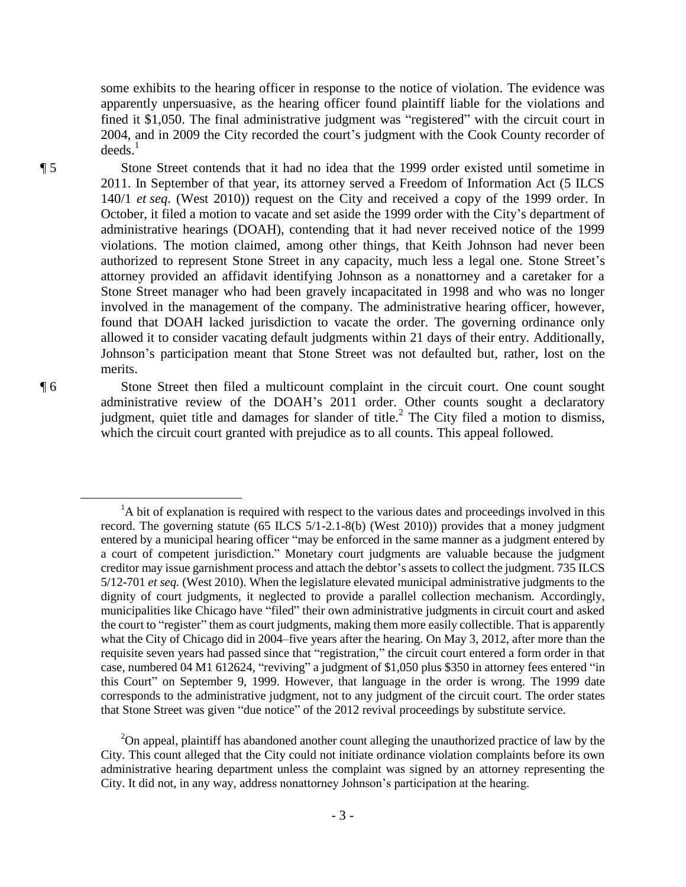some exhibits to the hearing officer in response to the notice of violation. The evidence was apparently unpersuasive, as the hearing officer found plaintiff liable for the violations and fined it $1,050. The final administrative judgment was "registered" with the circuit court in 2004, and in 2009 the City recorded the court's judgment with the Cook County recorder of deeds.[1]

¶ 5 Stone Street contends that it had no idea that the 1999 order existed until sometime in 2011. In September of that year, its attorney served a Freedom of Information Act (5 ILCS 140/1 *et seq.* (West 2010)) request on the City and received a copy of the 1999 order. In October, it filed a motion to vacate and set aside the 1999 order with the City's department of administrative hearings (DOAH), contending that it had never received notice of the 1999 violations. The motion claimed, among other things, that Keith Johnson had never been authorized to represent Stone Street in any capacity, much less a legal one. Stone Street's attorney provided an affidavit identifying Johnson as a nonattorney and a caretaker for a Stone Street manager who had been gravely incapacitated in 1998 and who was no longer involved in the management of the company. The administrative hearing officer, however, found that DOAH lacked jurisdiction to vacate the order. The governing ordinance only allowed it to consider vacating default judgments within 21 days of their entry. Additionally, Johnson's participation meant that Stone Street was not defaulted but, rather, lost on the merits.

¶ 6 Stone Street then filed a multicount complaint in the circuit court. One count sought administrative review of the DOAH's 2011 order. Other counts sought a declaratory judgment, quiet title and damages for slander of title.[2] The City filed a motion to dismiss, which the circuit court granted with prejudice as to all counts. This appeal followed.

---

[1] A bit of explanation is required with respect to the various dates and proceedings involved in this record. The governing statute (65 ILCS 5/1-2.1-8(b) (West 2010)) provides that a money judgment entered by a municipal hearing officer "may be enforced in the same manner as a judgment entered by a court of competent jurisdiction." Monetary court judgments are valuable because the judgment creditor may issue garnishment process and attach the debtor's assets to collect the judgment. 735 ILCS 5/12-701 *et seq.* (West 2010). When the legislature elevated municipal administrative judgments to the dignity of court judgments, it neglected to provide a parallel collection mechanism. Accordingly, municipalities like Chicago have "filed" their own administrative judgments in circuit court and asked the court to "register" them as court judgments, making them more easily collectible. That is apparently what the City of Chicago did in 2004–five years after the hearing. On May 3, 2012, after more than the requisite seven years had passed since that "registration," the circuit court entered a form order in that case, numbered 04 M1 612624, "reviving" a judgment of $1,050 plus $350 in attorney fees entered "in this Court" on September 9, 1999. However, that language in the order is wrong. The 1999 date corresponds to the administrative judgment, not to any judgment of the circuit court. The order states that Stone Street was given "due notice" of the 2012 revival proceedings by substitute service.

[2] On appeal, plaintiff has abandoned another count alleging the unauthorized practice of law by the City. This count alleged that the City could not initiate ordinance violation complaints before its own administrative hearing department unless the complaint was signed by an attorney representing the City. It did not, in any way, address nonattorney Johnson's participation at the hearing.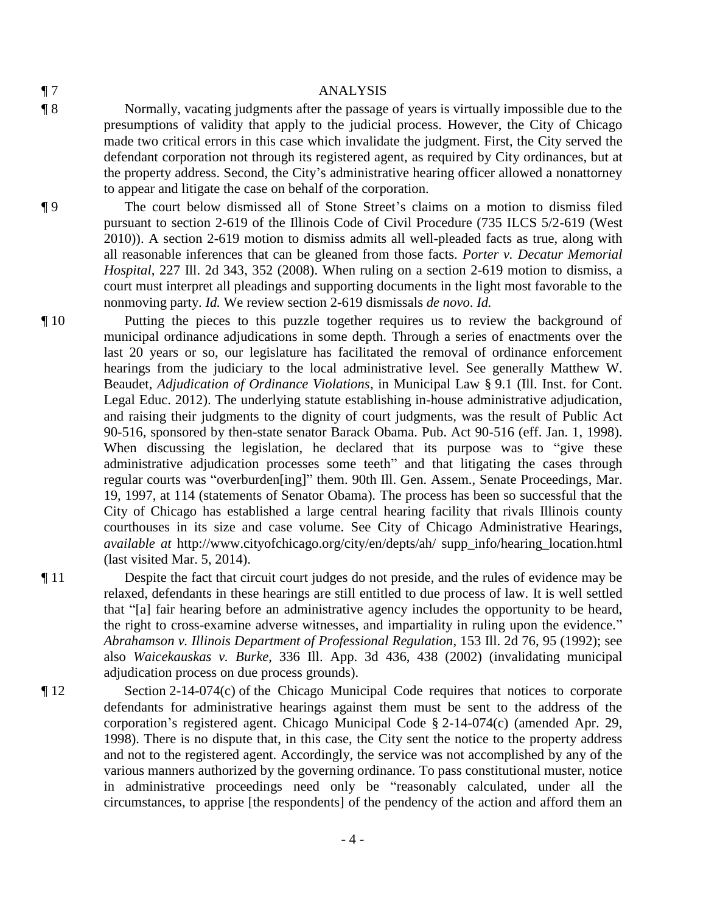¶ 7 ANALYSIS

¶ 8 Normally, vacating judgments after the passage of years is virtually impossible due to the presumptions of validity that apply to the judicial process. However, the City of Chicago made two critical errors in this case which invalidate the judgment. First, the City served the defendant corporation not through its registered agent, as required by City ordinances, but at the property address. Second, the City's administrative hearing officer allowed a nonattorney to appear and litigate the case on behalf of the corporation.

¶ 9 The court below dismissed all of Stone Street's claims on a motion to dismiss filed pursuant to section 2-619 of the Illinois Code of Civil Procedure (735 ILCS 5/2-619 (West 2010)). A section 2-619 motion to dismiss admits all well-pleaded facts as true, along with all reasonable inferences that can be gleaned from those facts. *Porter v. Decatur Memorial Hospital*, 227 Ill. 2d 343, 352 (2008). When ruling on a section 2-619 motion to dismiss, a court must interpret all pleadings and supporting documents in the light most favorable to the nonmoving party. *Id.* We review section 2-619 dismissals *de novo*. *Id.*

¶ 10 Putting the pieces to this puzzle together requires us to review the background of municipal ordinance adjudications in some depth. Through a series of enactments over the last 20 years or so, our legislature has facilitated the removal of ordinance enforcement hearings from the judiciary to the local administrative level. See generally Matthew W. Beaudet, *Adjudication of Ordinance Violations*, in Municipal Law § 9.1 (Ill. Inst. for Cont. Legal Educ. 2012). The underlying statute establishing in-house administrative adjudication, and raising their judgments to the dignity of court judgments, was the result of Public Act 90-516, sponsored by then-state senator Barack Obama. Pub. Act 90-516 (eff. Jan. 1, 1998). When discussing the legislation, he declared that its purpose was to "give these administrative adjudication processes some teeth" and that litigating the cases through regular courts was "overburden[ing]" them. 90th Ill. Gen. Assem., Senate Proceedings, Mar. 19, 1997, at 114 (statements of Senator Obama). The process has been so successful that the City of Chicago has established a large central hearing facility that rivals Illinois county courthouses in its size and case volume. See City of Chicago Administrative Hearings, *available at* http://www.cityofchicago.org/city/en/depts/ah/ supp_info/hearing_location.html (last visited Mar. 5, 2014).

¶ 11 Despite the fact that circuit court judges do not preside, and the rules of evidence may be relaxed, defendants in these hearings are still entitled to due process of law. It is well settled that "[a] fair hearing before an administrative agency includes the opportunity to be heard, the right to cross-examine adverse witnesses, and impartiality in ruling upon the evidence." *Abrahamson v. Illinois Department of Professional Regulation*, 153 Ill. 2d 76, 95 (1992); see also *Waicekauskas v. Burke*, 336 Ill. App. 3d 436, 438 (2002) (invalidating municipal adjudication process on due process grounds).

¶ 12 Section 2-14-074(c) of the Chicago Municipal Code requires that notices to corporate defendants for administrative hearings against them must be sent to the address of the corporation's registered agent. Chicago Municipal Code § 2-14-074(c) (amended Apr. 29, 1998). There is no dispute that, in this case, the City sent the notice to the property address and not to the registered agent. Accordingly, the service was not accomplished by any of the various manners authorized by the governing ordinance. To pass constitutional muster, notice in administrative proceedings need only be "reasonably calculated, under all the circumstances, to apprise [the respondents] of the pendency of the action and afford them an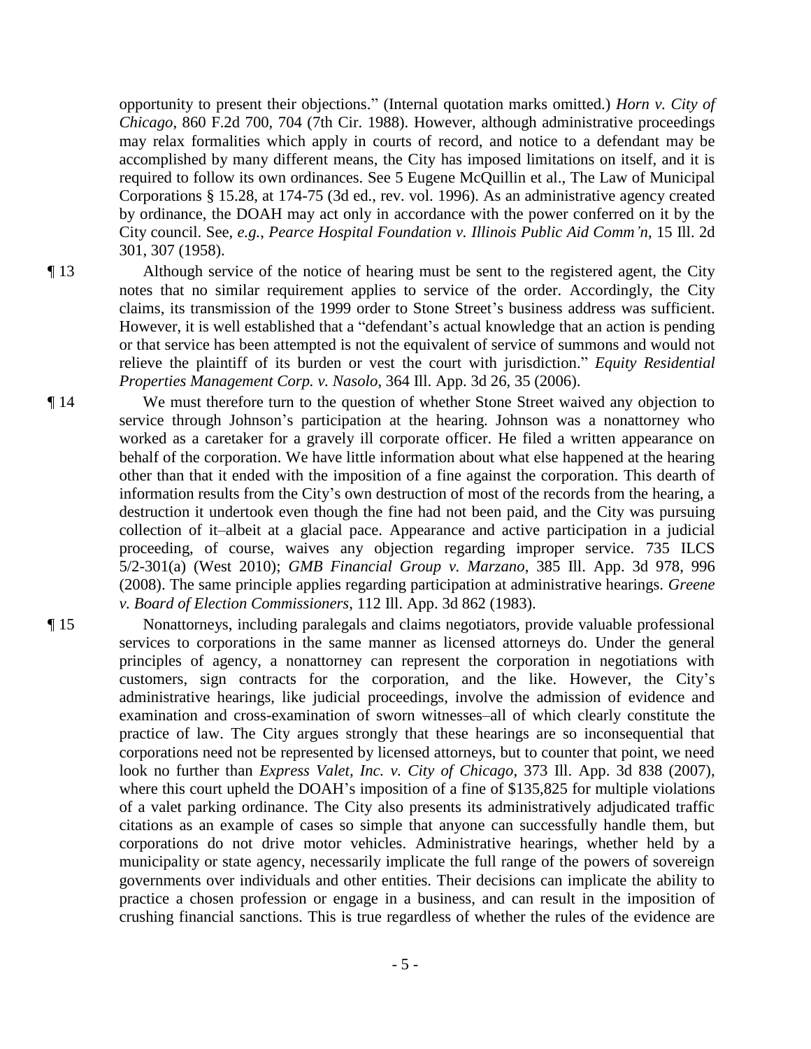opportunity to present their objections." (Internal quotation marks omitted.) *Horn v. City of Chicago*, 860 F.2d 700, 704 (7th Cir. 1988). However, although administrative proceedings may relax formalities which apply in courts of record, and notice to a defendant may be accomplished by many different means, the City has imposed limitations on itself, and it is required to follow its own ordinances. See 5 Eugene McQuillin et al., The Law of Municipal Corporations § 15.28, at 174-75 (3d ed., rev. vol. 1996). As an administrative agency created by ordinance, the DOAH may act only in accordance with the power conferred on it by the City council. See, *e.g.*, *Pearce Hospital Foundation v. Illinois Public Aid Comm'n*, 15 Ill. 2d 301, 307 (1958).

¶ 13 Although service of the notice of hearing must be sent to the registered agent, the City notes that no similar requirement applies to service of the order. Accordingly, the City claims, its transmission of the 1999 order to Stone Street's business address was sufficient. However, it is well established that a "defendant's actual knowledge that an action is pending or that service has been attempted is not the equivalent of service of summons and would not relieve the plaintiff of its burden or vest the court with jurisdiction." *Equity Residential Properties Management Corp. v. Nasolo*, 364 Ill. App. 3d 26, 35 (2006).

¶ 14 We must therefore turn to the question of whether Stone Street waived any objection to service through Johnson's participation at the hearing. Johnson was a nonattorney who worked as a caretaker for a gravely ill corporate officer. He filed a written appearance on behalf of the corporation. We have little information about what else happened at the hearing other than that it ended with the imposition of a fine against the corporation. This dearth of information results from the City's own destruction of most of the records from the hearing, a destruction it undertook even though the fine had not been paid, and the City was pursuing collection of it–albeit at a glacial pace. Appearance and active participation in a judicial proceeding, of course, waives any objection regarding improper service. 735 ILCS 5/2-301(a) (West 2010); *GMB Financial Group v. Marzano*, 385 Ill. App. 3d 978, 996 (2008). The same principle applies regarding participation at administrative hearings. *Greene v. Board of Election Commissioners*, 112 Ill. App. 3d 862 (1983).

¶ 15 Nonattorneys, including paralegals and claims negotiators, provide valuable professional services to corporations in the same manner as licensed attorneys do. Under the general principles of agency, a nonattorney can represent the corporation in negotiations with customers, sign contracts for the corporation, and the like. However, the City's administrative hearings, like judicial proceedings, involve the admission of evidence and examination and cross-examination of sworn witnesses–all of which clearly constitute the practice of law. The City argues strongly that these hearings are so inconsequential that corporations need not be represented by licensed attorneys, but to counter that point, we need look no further than *Express Valet, Inc. v. City of Chicago*, 373 Ill. App. 3d 838 (2007), where this court upheld the DOAH's imposition of a fine of $135,825 for multiple violations of a valet parking ordinance. The City also presents its administratively adjudicated traffic citations as an example of cases so simple that anyone can successfully handle them, but corporations do not drive motor vehicles. Administrative hearings, whether held by a municipality or state agency, necessarily implicate the full range of the powers of sovereign governments over individuals and other entities. Their decisions can implicate the ability to practice a chosen profession or engage in a business, and can result in the imposition of crushing financial sanctions. This is true regardless of whether the rules of the evidence are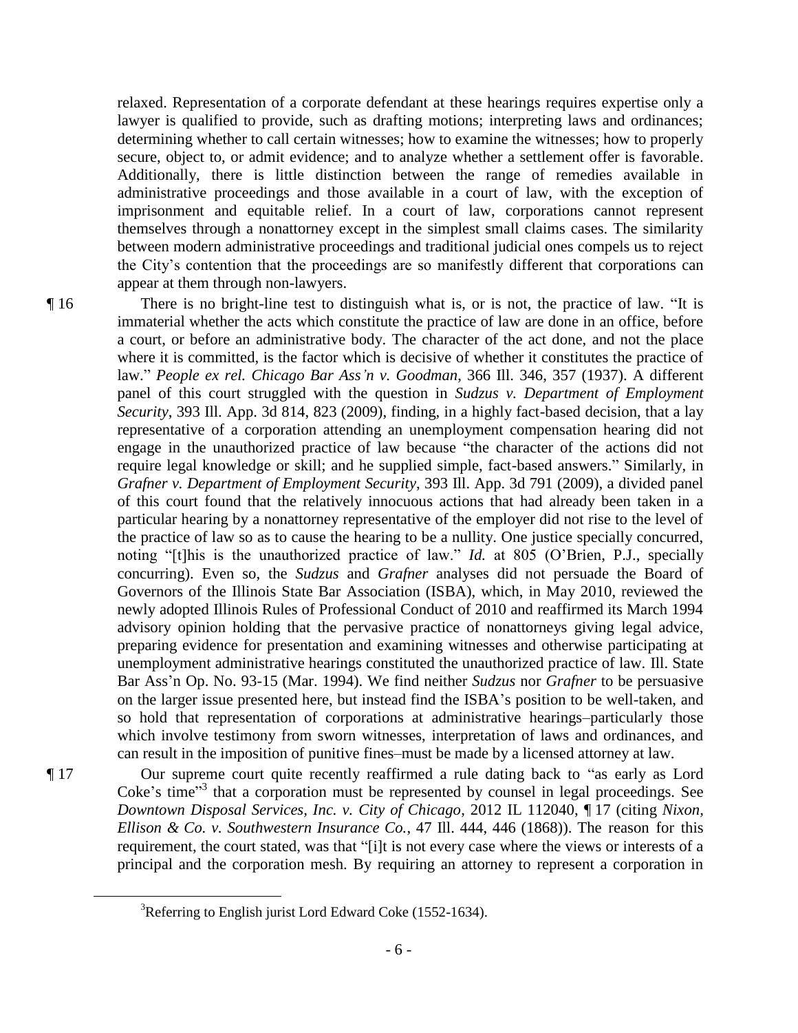relaxed. Representation of a corporate defendant at these hearings requires expertise only a lawyer is qualified to provide, such as drafting motions; interpreting laws and ordinances; determining whether to call certain witnesses; how to examine the witnesses; how to properly secure, object to, or admit evidence; and to analyze whether a settlement offer is favorable. Additionally, there is little distinction between the range of remedies available in administrative proceedings and those available in a court of law, with the exception of imprisonment and equitable relief. In a court of law, corporations cannot represent themselves through a nonattorney except in the simplest small claims cases. The similarity between modern administrative proceedings and traditional judicial ones compels us to reject the City's contention that the proceedings are so manifestly different that corporations can appear at them through non-lawyers.

¶ 16 There is no bright-line test to distinguish what is, or is not, the practice of law. "It is immaterial whether the acts which constitute the practice of law are done in an office, before a court, or before an administrative body. The character of the act done, and not the place where it is committed, is the factor which is decisive of whether it constitutes the practice of law." *People ex rel. Chicago Bar Ass'n v. Goodman*, 366 Ill. 346, 357 (1937). A different panel of this court struggled with the question in *Sudzus v. Department of Employment Security*, 393 Ill. App. 3d 814, 823 (2009), finding, in a highly fact-based decision, that a lay representative of a corporation attending an unemployment compensation hearing did not engage in the unauthorized practice of law because "the character of the actions did not require legal knowledge or skill; and he supplied simple, fact-based answers." Similarly, in *Grafner v. Department of Employment Security*, 393 Ill. App. 3d 791 (2009), a divided panel of this court found that the relatively innocuous actions that had already been taken in a particular hearing by a nonattorney representative of the employer did not rise to the level of the practice of law so as to cause the hearing to be a nullity. One justice specially concurred, noting "[t]his is the unauthorized practice of law." *Id.* at 805 (O'Brien, P.J., specially concurring). Even so, the *Sudzus* and *Grafner* analyses did not persuade the Board of Governors of the Illinois State Bar Association (ISBA), which, in May 2010, reviewed the newly adopted Illinois Rules of Professional Conduct of 2010 and reaffirmed its March 1994 advisory opinion holding that the pervasive practice of nonattorneys giving legal advice, preparing evidence for presentation and examining witnesses and otherwise participating at unemployment administrative hearings constituted the unauthorized practice of law. Ill. State Bar Ass'n Op. No. 93-15 (Mar. 1994). We find neither *Sudzus* nor *Grafner* to be persuasive on the larger issue presented here, but instead find the ISBA's position to be well-taken, and so hold that representation of corporations at administrative hearings–particularly those which involve testimony from sworn witnesses, interpretation of laws and ordinances, and can result in the imposition of punitive fines–must be made by a licensed attorney at law.

¶ 17 Our supreme court quite recently reaffirmed a rule dating back to "as early as Lord Coke's time"[3] that a corporation must be represented by counsel in legal proceedings. See *Downtown Disposal Services, Inc. v. City of Chicago*, 2012 IL 112040, ¶ 17 (citing *Nixon, Ellison & Co. v. Southwestern Insurance Co.*, 47 Ill. 444, 446 (1868)). The reason for this requirement, the court stated, was that "[i]t is not every case where the views or interests of a principal and the corporation mesh. By requiring an attorney to represent a corporation in

[3] Referring to English jurist Lord Edward Coke (1552-1634).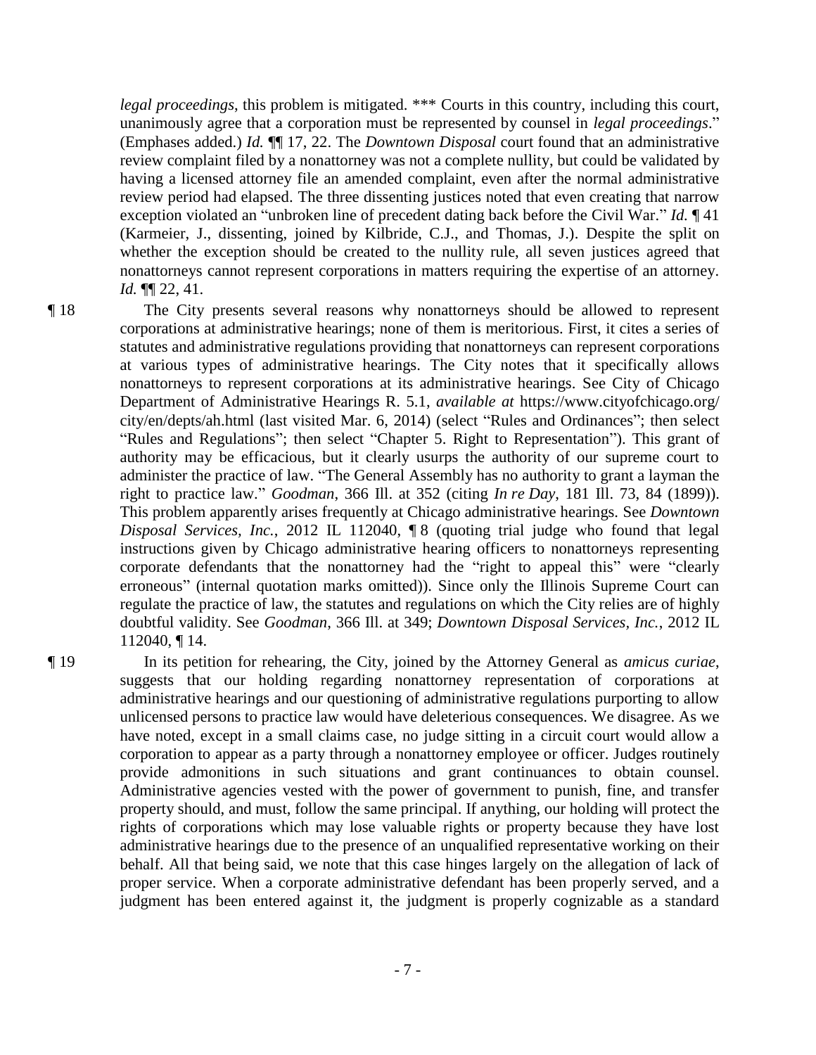*legal proceedings*, this problem is mitigated. *** Courts in this country, including this court, unanimously agree that a corporation must be represented by counsel in *legal proceedings*." (Emphases added.) *Id.* ¶¶ 17, 22. The *Downtown Disposal* court found that an administrative review complaint filed by a nonattorney was not a complete nullity, but could be validated by having a licensed attorney file an amended complaint, even after the normal administrative review period had elapsed. The three dissenting justices noted that even creating that narrow exception violated an "unbroken line of precedent dating back before the Civil War." *Id.* ¶ 41 (Karmeier, J., dissenting, joined by Kilbride, C.J., and Thomas, J.). Despite the split on whether the exception should be created to the nullity rule, all seven justices agreed that nonattorneys cannot represent corporations in matters requiring the expertise of an attorney. *Id.* ¶¶ 22, 41.

¶ 18 The City presents several reasons why nonattorneys should be allowed to represent corporations at administrative hearings; none of them is meritorious. First, it cites a series of statutes and administrative regulations providing that nonattorneys can represent corporations at various types of administrative hearings. The City notes that it specifically allows nonattorneys to represent corporations at its administrative hearings. See City of Chicago Department of Administrative Hearings R. 5.1, *available at* https://www.cityofchicago.org/city/en/depts/ah.html (last visited Mar. 6, 2014) (select "Rules and Ordinances"; then select "Rules and Regulations"; then select "Chapter 5. Right to Representation"). This grant of authority may be efficacious, but it clearly usurps the authority of our supreme court to administer the practice of law. "The General Assembly has no authority to grant a layman the right to practice law." *Goodman*, 366 Ill. at 352 (citing *In re Day*, 181 Ill. 73, 84 (1899)). This problem apparently arises frequently at Chicago administrative hearings. See *Downtown Disposal Services, Inc.*, 2012 IL 112040, ¶ 8 (quoting trial judge who found that legal instructions given by Chicago administrative hearing officers to nonattorneys representing corporate defendants that the nonattorney had the "right to appeal this" were "clearly erroneous" (internal quotation marks omitted)). Since only the Illinois Supreme Court can regulate the practice of law, the statutes and regulations on which the City relies are of highly doubtful validity. See *Goodman*, 366 Ill. at 349; *Downtown Disposal Services, Inc.*, 2012 IL 112040, ¶ 14.

¶ 19 In its petition for rehearing, the City, joined by the Attorney General as *amicus curiae*, suggests that our holding regarding nonattorney representation of corporations at administrative hearings and our questioning of administrative regulations purporting to allow unlicensed persons to practice law would have deleterious consequences. We disagree. As we have noted, except in a small claims case, no judge sitting in a circuit court would allow a corporation to appear as a party through a nonattorney employee or officer. Judges routinely provide admonitions in such situations and grant continuances to obtain counsel. Administrative agencies vested with the power of government to punish, fine, and transfer property should, and must, follow the same principal. If anything, our holding will protect the rights of corporations which may lose valuable rights or property because they have lost administrative hearings due to the presence of an unqualified representative working on their behalf. All that being said, we note that this case hinges largely on the allegation of lack of proper service. When a corporate administrative defendant has been properly served, and a judgment has been entered against it, the judgment is properly cognizable as a standard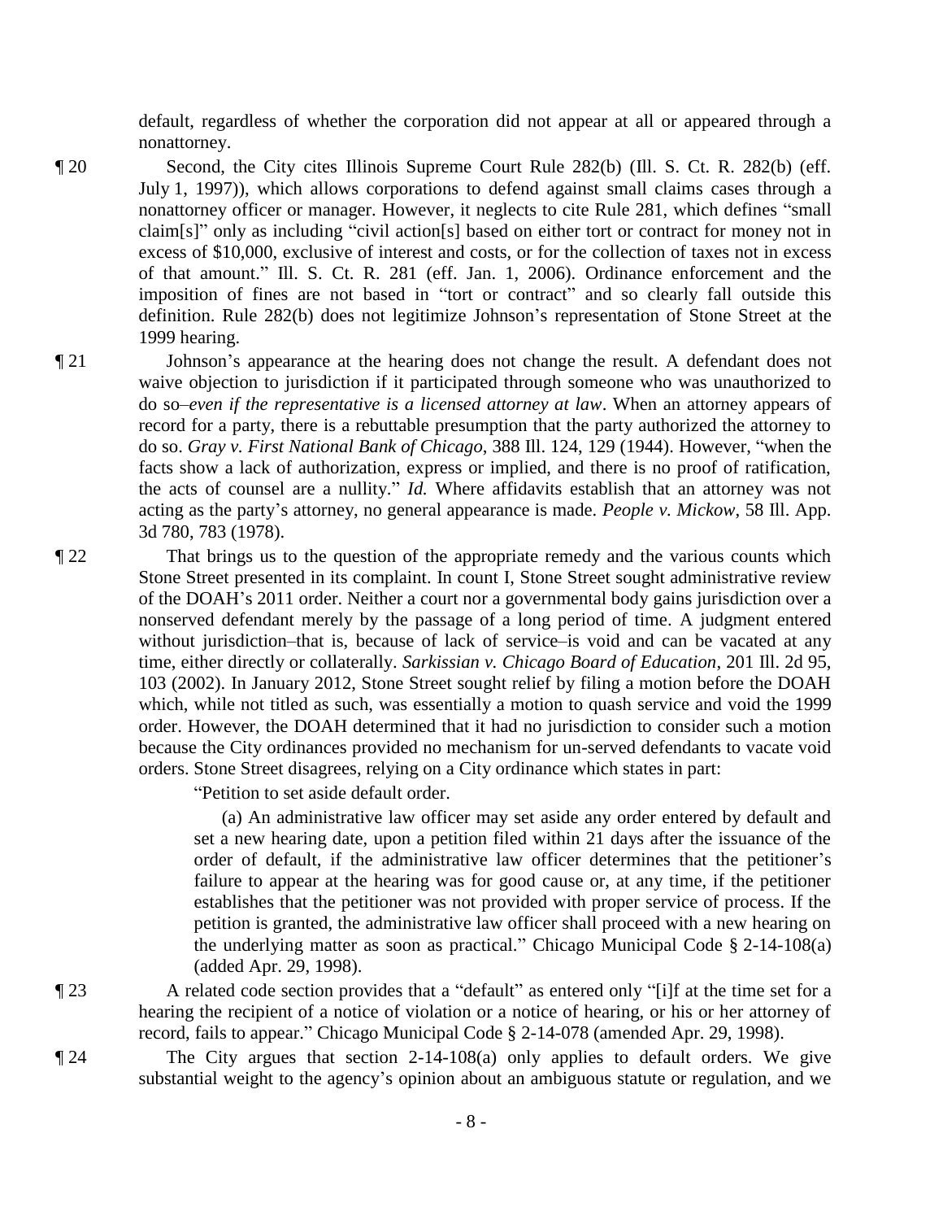default, regardless of whether the corporation did not appear at all or appeared through a nonattorney.

¶ 20 Second, the City cites Illinois Supreme Court Rule 282(b) (Ill. S. Ct. R. 282(b) (eff. July 1, 1997)), which allows corporations to defend against small claims cases through a nonattorney officer or manager. However, it neglects to cite Rule 281, which defines "small claim[s]" only as including "civil action[s] based on either tort or contract for money not in excess of $10,000, exclusive of interest and costs, or for the collection of taxes not in excess of that amount." Ill. S. Ct. R. 281 (eff. Jan. 1, 2006). Ordinance enforcement and the imposition of fines are not based in "tort or contract" and so clearly fall outside this definition. Rule 282(b) does not legitimize Johnson's representation of Stone Street at the 1999 hearing.

¶ 21 Johnson's appearance at the hearing does not change the result. A defendant does not waive objection to jurisdiction if it participated through someone who was unauthorized to do so–*even if the representative is a licensed attorney at law*. When an attorney appears of record for a party, there is a rebuttable presumption that the party authorized the attorney to do so. *Gray v. First National Bank of Chicago*, 388 Ill. 124, 129 (1944). However, "when the facts show a lack of authorization, express or implied, and there is no proof of ratification, the acts of counsel are a nullity." *Id.* Where affidavits establish that an attorney was not acting as the party's attorney, no general appearance is made. *People v. Mickow*, 58 Ill. App. 3d 780, 783 (1978).

¶ 22 That brings us to the question of the appropriate remedy and the various counts which Stone Street presented in its complaint. In count I, Stone Street sought administrative review of the DOAH's 2011 order. Neither a court nor a governmental body gains jurisdiction over a nonserved defendant merely by the passage of a long period of time. A judgment entered without jurisdiction–that is, because of lack of service–is void and can be vacated at any time, either directly or collaterally. *Sarkissian v. Chicago Board of Education*, 201 Ill. 2d 95, 103 (2002). In January 2012, Stone Street sought relief by filing a motion before the DOAH which, while not titled as such, was essentially a motion to quash service and void the 1999 order. However, the DOAH determined that it had no jurisdiction to consider such a motion because the City ordinances provided no mechanism for un-served defendants to vacate void orders. Stone Street disagrees, relying on a City ordinance which states in part:

> "Petition to set aside default order.
>
> (a) An administrative law officer may set aside any order entered by default and set a new hearing date, upon a petition filed within 21 days after the issuance of the order of default, if the administrative law officer determines that the petitioner's failure to appear at the hearing was for good cause or, at any time, if the petitioner establishes that the petitioner was not provided with proper service of process. If the petition is granted, the administrative law officer shall proceed with a new hearing on the underlying matter as soon as practical." Chicago Municipal Code § 2-14-108(a) (added Apr. 29, 1998).

¶ 23 A related code section provides that a "default" as entered only "[i]f at the time set for a hearing the recipient of a notice of violation or a notice of hearing, or his or her attorney of record, fails to appear." Chicago Municipal Code § 2-14-078 (amended Apr. 29, 1998).

¶ 24 The City argues that section 2-14-108(a) only applies to default orders. We give substantial weight to the agency's opinion about an ambiguous statute or regulation, and we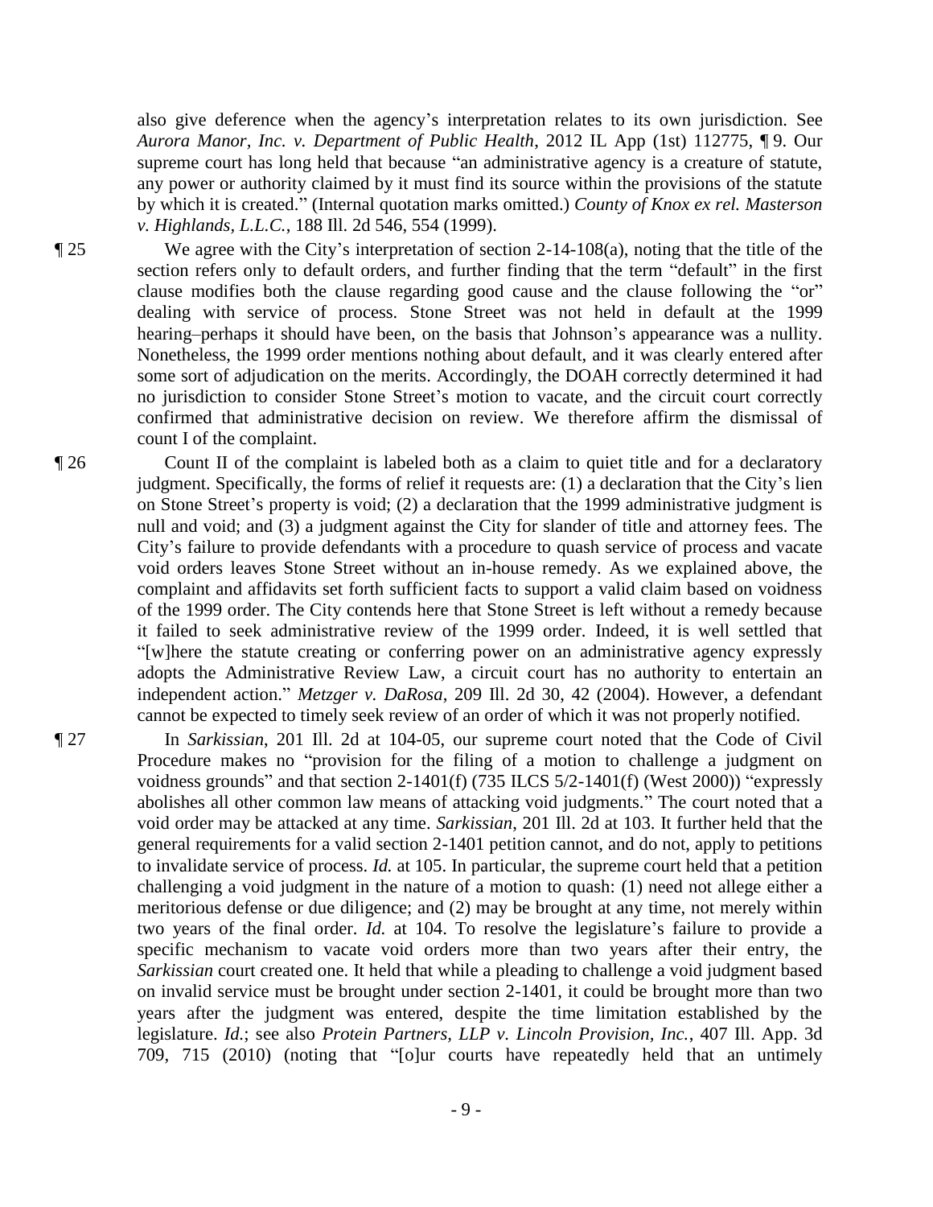also give deference when the agency's interpretation relates to its own jurisdiction. See *Aurora Manor, Inc. v. Department of Public Health*, 2012 IL App (1st) 112775, ¶ 9. Our supreme court has long held that because "an administrative agency is a creature of statute, any power or authority claimed by it must find its source within the provisions of the statute by which it is created." (Internal quotation marks omitted.) *County of Knox ex rel. Masterson v. Highlands, L.L.C.*, 188 Ill. 2d 546, 554 (1999).

¶ 25 We agree with the City's interpretation of section 2-14-108(a), noting that the title of the section refers only to default orders, and further finding that the term "default" in the first clause modifies both the clause regarding good cause and the clause following the "or" dealing with service of process. Stone Street was not held in default at the 1999 hearing–perhaps it should have been, on the basis that Johnson's appearance was a nullity. Nonetheless, the 1999 order mentions nothing about default, and it was clearly entered after some sort of adjudication on the merits. Accordingly, the DOAH correctly determined it had no jurisdiction to consider Stone Street's motion to vacate, and the circuit court correctly confirmed that administrative decision on review. We therefore affirm the dismissal of count I of the complaint.

¶ 26 Count II of the complaint is labeled both as a claim to quiet title and for a declaratory judgment. Specifically, the forms of relief it requests are: (1) a declaration that the City's lien on Stone Street's property is void; (2) a declaration that the 1999 administrative judgment is null and void; and (3) a judgment against the City for slander of title and attorney fees. The City's failure to provide defendants with a procedure to quash service of process and vacate void orders leaves Stone Street without an in-house remedy. As we explained above, the complaint and affidavits set forth sufficient facts to support a valid claim based on voidness of the 1999 order. The City contends here that Stone Street is left without a remedy because it failed to seek administrative review of the 1999 order. Indeed, it is well settled that "[w]here the statute creating or conferring power on an administrative agency expressly adopts the Administrative Review Law, a circuit court has no authority to entertain an independent action." *Metzger v. DaRosa*, 209 Ill. 2d 30, 42 (2004). However, a defendant cannot be expected to timely seek review of an order of which it was not properly notified.

¶ 27 In *Sarkissian*, 201 Ill. 2d at 104-05, our supreme court noted that the Code of Civil Procedure makes no "provision for the filing of a motion to challenge a judgment on voidness grounds" and that section 2-1401(f) (735 ILCS 5/2-1401(f) (West 2000)) "expressly abolishes all other common law means of attacking void judgments." The court noted that a void order may be attacked at any time. *Sarkissian*, 201 Ill. 2d at 103. It further held that the general requirements for a valid section 2-1401 petition cannot, and do not, apply to petitions to invalidate service of process. *Id.* at 105. In particular, the supreme court held that a petition challenging a void judgment in the nature of a motion to quash: (1) need not allege either a meritorious defense or due diligence; and (2) may be brought at any time, not merely within two years of the final order. *Id.* at 104. To resolve the legislature's failure to provide a specific mechanism to vacate void orders more than two years after their entry, the *Sarkissian* court created one. It held that while a pleading to challenge a void judgment based on invalid service must be brought under section 2-1401, it could be brought more than two years after the judgment was entered, despite the time limitation established by the legislature. *Id.*; see also *Protein Partners, LLP v. Lincoln Provision, Inc.*, 407 Ill. App. 3d 709, 715 (2010) (noting that "[o]ur courts have repeatedly held that an untimely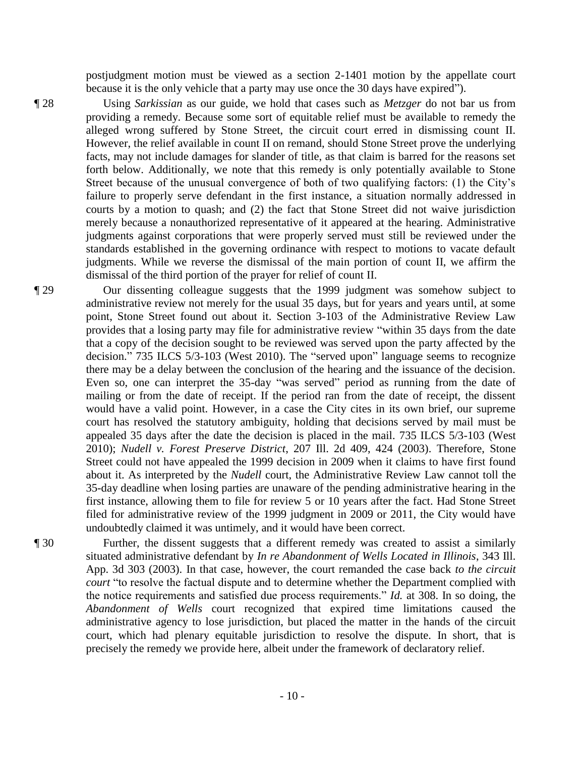postjudgment motion must be viewed as a section 2-1401 motion by the appellate court because it is the only vehicle that a party may use once the 30 days have expired").

¶ 28 Using *Sarkissian* as our guide, we hold that cases such as *Metzger* do not bar us from providing a remedy. Because some sort of equitable relief must be available to remedy the alleged wrong suffered by Stone Street, the circuit court erred in dismissing count II. However, the relief available in count II on remand, should Stone Street prove the underlying facts, may not include damages for slander of title, as that claim is barred for the reasons set forth below. Additionally, we note that this remedy is only potentially available to Stone Street because of the unusual convergence of both of two qualifying factors: (1) the City's failure to properly serve defendant in the first instance, a situation normally addressed in courts by a motion to quash; and (2) the fact that Stone Street did not waive jurisdiction merely because a nonauthorized representative of it appeared at the hearing. Administrative judgments against corporations that were properly served must still be reviewed under the standards established in the governing ordinance with respect to motions to vacate default judgments. While we reverse the dismissal of the main portion of count II, we affirm the dismissal of the third portion of the prayer for relief of count II.

¶ 29 Our dissenting colleague suggests that the 1999 judgment was somehow subject to administrative review not merely for the usual 35 days, but for years and years until, at some point, Stone Street found out about it. Section 3-103 of the Administrative Review Law provides that a losing party may file for administrative review "within 35 days from the date that a copy of the decision sought to be reviewed was served upon the party affected by the decision." 735 ILCS 5/3-103 (West 2010). The "served upon" language seems to recognize there may be a delay between the conclusion of the hearing and the issuance of the decision. Even so, one can interpret the 35-day "was served" period as running from the date of mailing or from the date of receipt. If the period ran from the date of receipt, the dissent would have a valid point. However, in a case the City cites in its own brief, our supreme court has resolved the statutory ambiguity, holding that decisions served by mail must be appealed 35 days after the date the decision is placed in the mail. 735 ILCS 5/3-103 (West 2010); *Nudell v. Forest Preserve District*, 207 Ill. 2d 409, 424 (2003). Therefore, Stone Street could not have appealed the 1999 decision in 2009 when it claims to have first found about it. As interpreted by the *Nudell* court, the Administrative Review Law cannot toll the 35-day deadline when losing parties are unaware of the pending administrative hearing in the first instance, allowing them to file for review 5 or 10 years after the fact. Had Stone Street filed for administrative review of the 1999 judgment in 2009 or 2011, the City would have undoubtedly claimed it was untimely, and it would have been correct.

¶ 30 Further, the dissent suggests that a different remedy was created to assist a similarly situated administrative defendant by *In re Abandonment of Wells Located in Illinois*, 343 Ill. App. 3d 303 (2003). In that case, however, the court remanded the case back *to the circuit court* "to resolve the factual dispute and to determine whether the Department complied with the notice requirements and satisfied due process requirements." *Id.* at 308. In so doing, the *Abandonment of Wells* court recognized that expired time limitations caused the administrative agency to lose jurisdiction, but placed the matter in the hands of the circuit court, which had plenary equitable jurisdiction to resolve the dispute. In short, that is precisely the remedy we provide here, albeit under the framework of declaratory relief.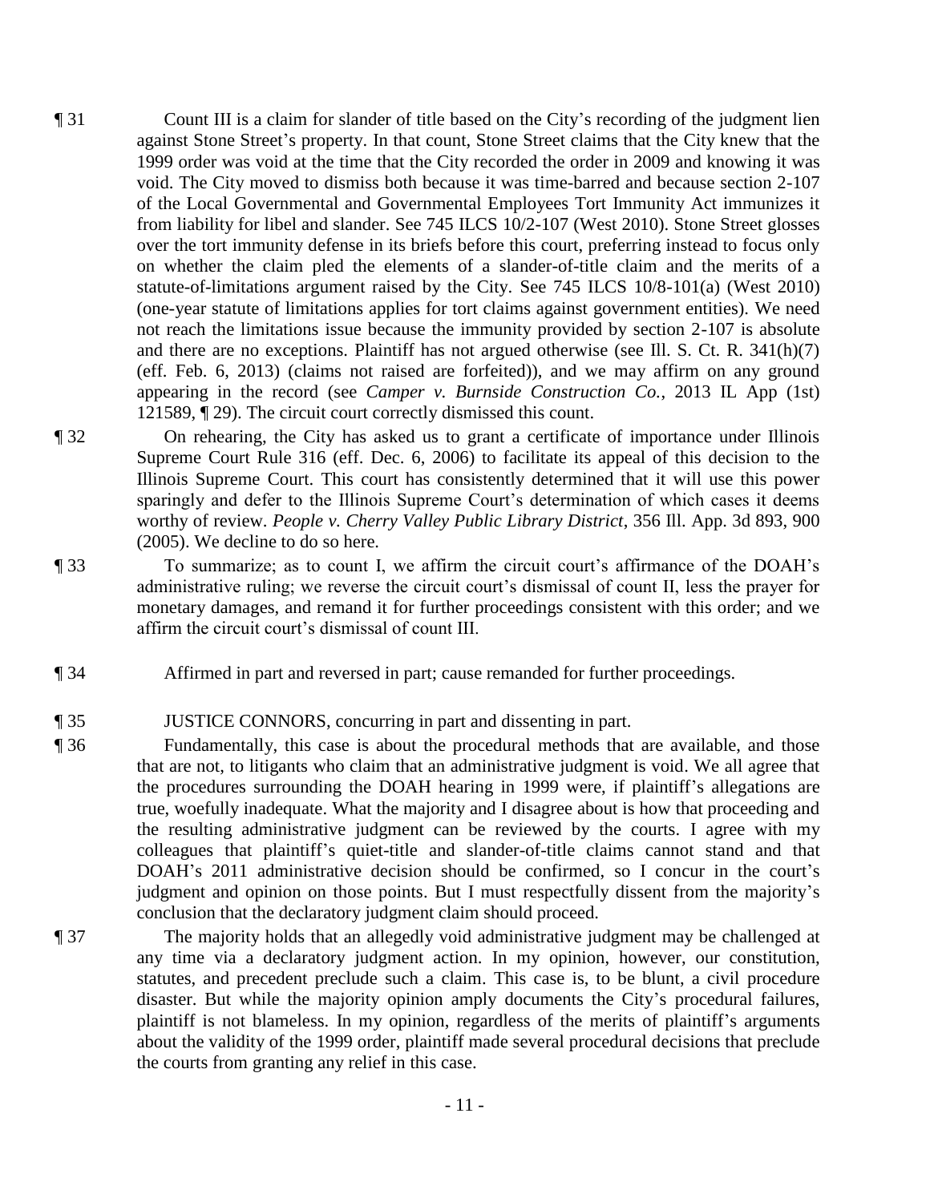¶ 31 Count III is a claim for slander of title based on the City's recording of the judgment lien against Stone Street's property. In that count, Stone Street claims that the City knew that the 1999 order was void at the time that the City recorded the order in 2009 and knowing it was void. The City moved to dismiss both because it was time-barred and because section 2-107 of the Local Governmental and Governmental Employees Tort Immunity Act immunizes it from liability for libel and slander. See 745 ILCS 10/2-107 (West 2010). Stone Street glosses over the tort immunity defense in its briefs before this court, preferring instead to focus only on whether the claim pled the elements of a slander-of-title claim and the merits of a statute-of-limitations argument raised by the City. See 745 ILCS 10/8-101(a) (West 2010) (one-year statute of limitations applies for tort claims against government entities). We need not reach the limitations issue because the immunity provided by section 2-107 is absolute and there are no exceptions. Plaintiff has not argued otherwise (see Ill. S. Ct. R. 341(h)(7) (eff. Feb. 6, 2013) (claims not raised are forfeited)), and we may affirm on any ground appearing in the record (see *Camper v. Burnside Construction Co.*, 2013 IL App (1st) 121589, ¶ 29). The circuit court correctly dismissed this count.

¶ 32 On rehearing, the City has asked us to grant a certificate of importance under Illinois Supreme Court Rule 316 (eff. Dec. 6, 2006) to facilitate its appeal of this decision to the Illinois Supreme Court. This court has consistently determined that it will use this power sparingly and defer to the Illinois Supreme Court's determination of which cases it deems worthy of review. *People v. Cherry Valley Public Library District*, 356 Ill. App. 3d 893, 900 (2005). We decline to do so here.

¶ 33 To summarize; as to count I, we affirm the circuit court's affirmance of the DOAH's administrative ruling; we reverse the circuit court's dismissal of count II, less the prayer for monetary damages, and remand it for further proceedings consistent with this order; and we affirm the circuit court's dismissal of count III.

¶ 34 Affirmed in part and reversed in part; cause remanded for further proceedings.

¶ 35 JUSTICE CONNORS, concurring in part and dissenting in part.

¶ 36 Fundamentally, this case is about the procedural methods that are available, and those that are not, to litigants who claim that an administrative judgment is void. We all agree that the procedures surrounding the DOAH hearing in 1999 were, if plaintiff's allegations are true, woefully inadequate. What the majority and I disagree about is how that proceeding and the resulting administrative judgment can be reviewed by the courts. I agree with my colleagues that plaintiff's quiet-title and slander-of-title claims cannot stand and that DOAH's 2011 administrative decision should be confirmed, so I concur in the court's judgment and opinion on those points. But I must respectfully dissent from the majority's conclusion that the declaratory judgment claim should proceed.

¶ 37 The majority holds that an allegedly void administrative judgment may be challenged at any time via a declaratory judgment action. In my opinion, however, our constitution, statutes, and precedent preclude such a claim. This case is, to be blunt, a civil procedure disaster. But while the majority opinion amply documents the City's procedural failures, plaintiff is not blameless. In my opinion, regardless of the merits of plaintiff's arguments about the validity of the 1999 order, plaintiff made several procedural decisions that preclude the courts from granting any relief in this case.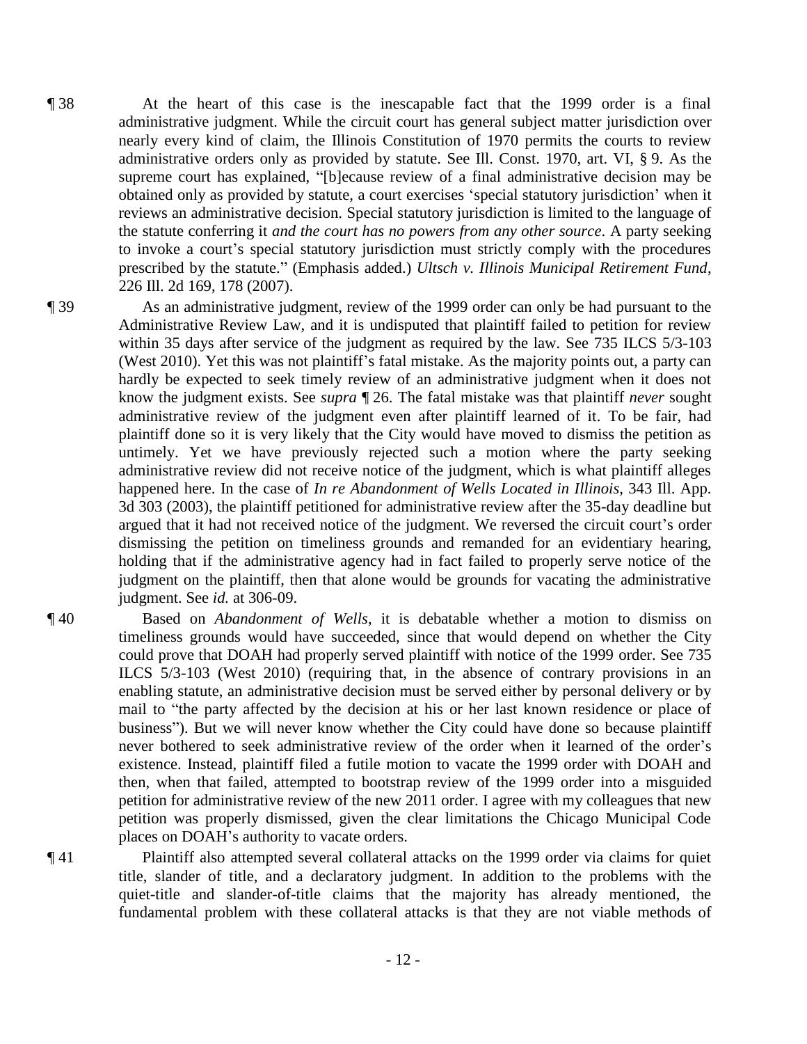¶ 38 At the heart of this case is the inescapable fact that the 1999 order is a final administrative judgment. While the circuit court has general subject matter jurisdiction over nearly every kind of claim, the Illinois Constitution of 1970 permits the courts to review administrative orders only as provided by statute. See Ill. Const. 1970, art. VI, § 9. As the supreme court has explained, "[b]ecause review of a final administrative decision may be obtained only as provided by statute, a court exercises 'special statutory jurisdiction' when it reviews an administrative decision. Special statutory jurisdiction is limited to the language of the statute conferring it *and the court has no powers from any other source*. A party seeking to invoke a court's special statutory jurisdiction must strictly comply with the procedures prescribed by the statute." (Emphasis added.) *Ultsch v. Illinois Municipal Retirement Fund*, 226 Ill. 2d 169, 178 (2007).

¶ 39 As an administrative judgment, review of the 1999 order can only be had pursuant to the Administrative Review Law, and it is undisputed that plaintiff failed to petition for review within 35 days after service of the judgment as required by the law. See 735 ILCS 5/3-103 (West 2010). Yet this was not plaintiff's fatal mistake. As the majority points out, a party can hardly be expected to seek timely review of an administrative judgment when it does not know the judgment exists. See *supra* ¶ 26. The fatal mistake was that plaintiff *never* sought administrative review of the judgment even after plaintiff learned of it. To be fair, had plaintiff done so it is very likely that the City would have moved to dismiss the petition as untimely. Yet we have previously rejected such a motion where the party seeking administrative review did not receive notice of the judgment, which is what plaintiff alleges happened here. In the case of *In re Abandonment of Wells Located in Illinois*, 343 Ill. App. 3d 303 (2003), the plaintiff petitioned for administrative review after the 35-day deadline but argued that it had not received notice of the judgment. We reversed the circuit court's order dismissing the petition on timeliness grounds and remanded for an evidentiary hearing, holding that if the administrative agency had in fact failed to properly serve notice of the judgment on the plaintiff, then that alone would be grounds for vacating the administrative judgment. See *id.* at 306-09.

¶ 40 Based on *Abandonment of Wells*, it is debatable whether a motion to dismiss on timeliness grounds would have succeeded, since that would depend on whether the City could prove that DOAH had properly served plaintiff with notice of the 1999 order. See 735 ILCS 5/3-103 (West 2010) (requiring that, in the absence of contrary provisions in an enabling statute, an administrative decision must be served either by personal delivery or by mail to "the party affected by the decision at his or her last known residence or place of business"). But we will never know whether the City could have done so because plaintiff never bothered to seek administrative review of the order when it learned of the order's existence. Instead, plaintiff filed a futile motion to vacate the 1999 order with DOAH and then, when that failed, attempted to bootstrap review of the 1999 order into a misguided petition for administrative review of the new 2011 order. I agree with my colleagues that new petition was properly dismissed, given the clear limitations the Chicago Municipal Code places on DOAH's authority to vacate orders.

¶ 41 Plaintiff also attempted several collateral attacks on the 1999 order via claims for quiet title, slander of title, and a declaratory judgment. In addition to the problems with the quiet-title and slander-of-title claims that the majority has already mentioned, the fundamental problem with these collateral attacks is that they are not viable methods of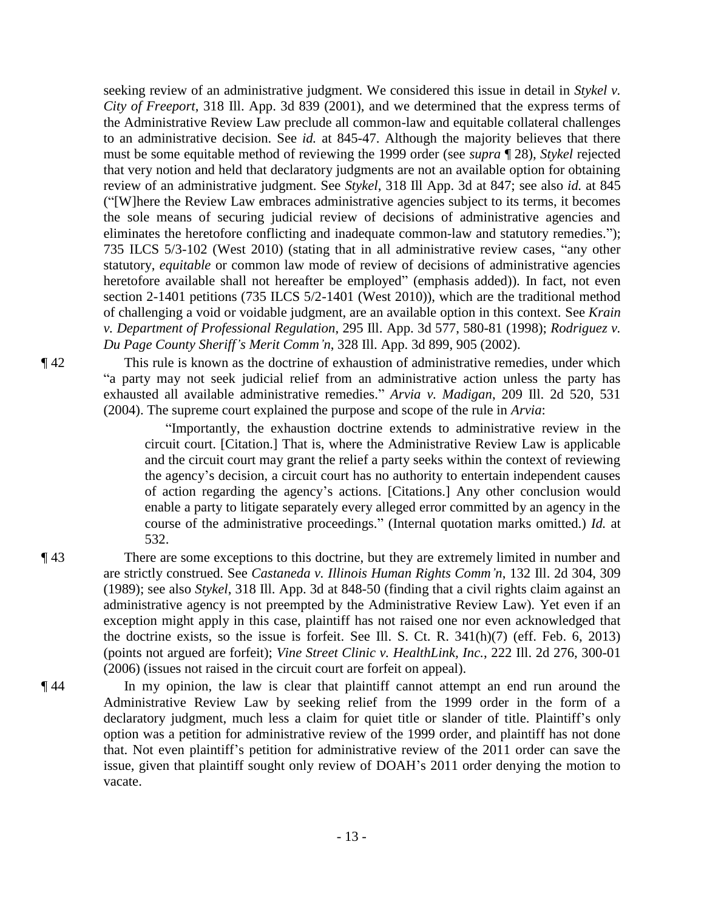seeking review of an administrative judgment. We considered this issue in detail in *Stykel v. City of Freeport*, 318 Ill. App. 3d 839 (2001), and we determined that the express terms of the Administrative Review Law preclude all common-law and equitable collateral challenges to an administrative decision. See *id.* at 845-47. Although the majority believes that there must be some equitable method of reviewing the 1999 order (see *supra* ¶ 28), *Stykel* rejected that very notion and held that declaratory judgments are not an available option for obtaining review of an administrative judgment. See *Stykel*, 318 Ill App. 3d at 847; see also *id.* at 845 ("[W]here the Review Law embraces administrative agencies subject to its terms, it becomes the sole means of securing judicial review of decisions of administrative agencies and eliminates the heretofore conflicting and inadequate common-law and statutory remedies."); 735 ILCS 5/3-102 (West 2010) (stating that in all administrative review cases, "any other statutory, *equitable* or common law mode of review of decisions of administrative agencies heretofore available shall not hereafter be employed" (emphasis added)). In fact, not even section 2-1401 petitions (735 ILCS 5/2-1401 (West 2010)), which are the traditional method of challenging a void or voidable judgment, are an available option in this context. See *Krain v. Department of Professional Regulation*, 295 Ill. App. 3d 577, 580-81 (1998); *Rodriguez v. Du Page County Sheriff's Merit Comm'n*, 328 Ill. App. 3d 899, 905 (2002).

¶ 42 This rule is known as the doctrine of exhaustion of administrative remedies, under which "a party may not seek judicial relief from an administrative action unless the party has exhausted all available administrative remedies." *Arvia v. Madigan*, 209 Ill. 2d 520, 531 (2004). The supreme court explained the purpose and scope of the rule in *Arvia*:

> "Importantly, the exhaustion doctrine extends to administrative review in the circuit court. [Citation.] That is, where the Administrative Review Law is applicable and the circuit court may grant the relief a party seeks within the context of reviewing the agency's decision, a circuit court has no authority to entertain independent causes of action regarding the agency's actions. [Citations.] Any other conclusion would enable a party to litigate separately every alleged error committed by an agency in the course of the administrative proceedings." (Internal quotation marks omitted.) *Id.* at 532.

¶ 43 There are some exceptions to this doctrine, but they are extremely limited in number and are strictly construed. See *Castaneda v. Illinois Human Rights Comm'n*, 132 Ill. 2d 304, 309 (1989); see also *Stykel*, 318 Ill. App. 3d at 848-50 (finding that a civil rights claim against an administrative agency is not preempted by the Administrative Review Law). Yet even if an exception might apply in this case, plaintiff has not raised one nor even acknowledged that the doctrine exists, so the issue is forfeit. See Ill. S. Ct. R. 341(h)(7) (eff. Feb. 6, 2013) (points not argued are forfeit); *Vine Street Clinic v. HealthLink, Inc.*, 222 Ill. 2d 276, 300-01 (2006) (issues not raised in the circuit court are forfeit on appeal).

¶ 44 In my opinion, the law is clear that plaintiff cannot attempt an end run around the Administrative Review Law by seeking relief from the 1999 order in the form of a declaratory judgment, much less a claim for quiet title or slander of title. Plaintiff's only option was a petition for administrative review of the 1999 order, and plaintiff has not done that. Not even plaintiff's petition for administrative review of the 2011 order can save the issue, given that plaintiff sought only review of DOAH's 2011 order denying the motion to vacate.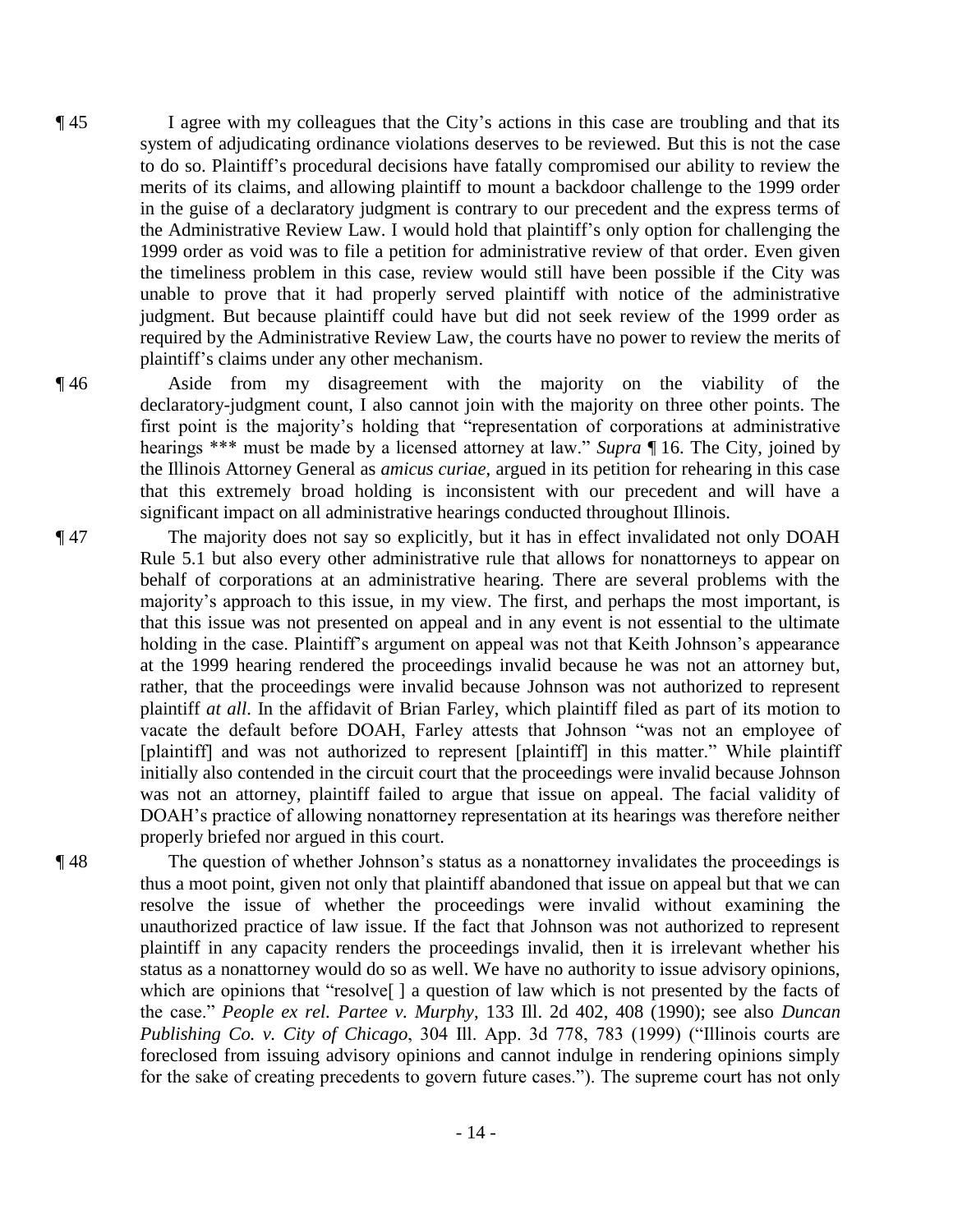¶ 45 I agree with my colleagues that the City's actions in this case are troubling and that its system of adjudicating ordinance violations deserves to be reviewed. But this is not the case to do so. Plaintiff's procedural decisions have fatally compromised our ability to review the merits of its claims, and allowing plaintiff to mount a backdoor challenge to the 1999 order in the guise of a declaratory judgment is contrary to our precedent and the express terms of the Administrative Review Law. I would hold that plaintiff's only option for challenging the 1999 order as void was to file a petition for administrative review of that order. Even given the timeliness problem in this case, review would still have been possible if the City was unable to prove that it had properly served plaintiff with notice of the administrative judgment. But because plaintiff could have but did not seek review of the 1999 order as required by the Administrative Review Law, the courts have no power to review the merits of plaintiff's claims under any other mechanism.

¶ 46 Aside from my disagreement with the majority on the viability of the declaratory-judgment count, I also cannot join with the majority on three other points. The first point is the majority's holding that "representation of corporations at administrative hearings \*\*\* must be made by a licensed attorney at law." *Supra* ¶ 16. The City, joined by the Illinois Attorney General as *amicus curiae*, argued in its petition for rehearing in this case that this extremely broad holding is inconsistent with our precedent and will have a significant impact on all administrative hearings conducted throughout Illinois.

¶ 47 The majority does not say so explicitly, but it has in effect invalidated not only DOAH Rule 5.1 but also every other administrative rule that allows for nonattorneys to appear on behalf of corporations at an administrative hearing. There are several problems with the majority's approach to this issue, in my view. The first, and perhaps the most important, is that this issue was not presented on appeal and in any event is not essential to the ultimate holding in the case. Plaintiff's argument on appeal was not that Keith Johnson's appearance at the 1999 hearing rendered the proceedings invalid because he was not an attorney but, rather, that the proceedings were invalid because Johnson was not authorized to represent plaintiff *at all*. In the affidavit of Brian Farley, which plaintiff filed as part of its motion to vacate the default before DOAH, Farley attests that Johnson "was not an employee of [plaintiff] and was not authorized to represent [plaintiff] in this matter." While plaintiff initially also contended in the circuit court that the proceedings were invalid because Johnson was not an attorney, plaintiff failed to argue that issue on appeal. The facial validity of DOAH's practice of allowing nonattorney representation at its hearings was therefore neither properly briefed nor argued in this court.

¶ 48 The question of whether Johnson's status as a nonattorney invalidates the proceedings is thus a moot point, given not only that plaintiff abandoned that issue on appeal but that we can resolve the issue of whether the proceedings were invalid without examining the unauthorized practice of law issue. If the fact that Johnson was not authorized to represent plaintiff in any capacity renders the proceedings invalid, then it is irrelevant whether his status as a nonattorney would do so as well. We have no authority to issue advisory opinions, which are opinions that "resolve[ ] a question of law which is not presented by the facts of the case." *People ex rel. Partee v. Murphy*, 133 Ill. 2d 402, 408 (1990); see also *Duncan Publishing Co. v. City of Chicago*, 304 Ill. App. 3d 778, 783 (1999) ("Illinois courts are foreclosed from issuing advisory opinions and cannot indulge in rendering opinions simply for the sake of creating precedents to govern future cases."). The supreme court has not only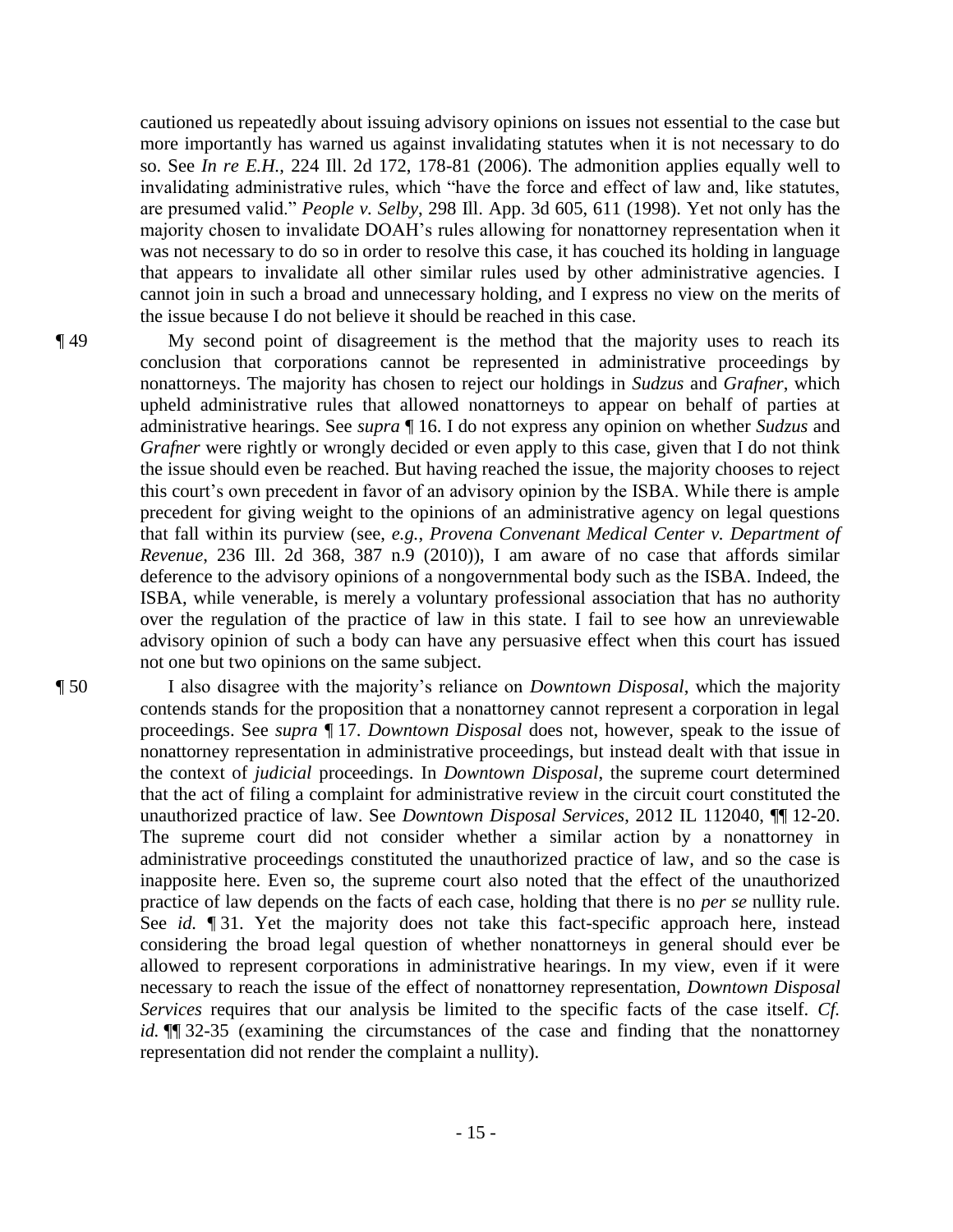cautioned us repeatedly about issuing advisory opinions on issues not essential to the case but more importantly has warned us against invalidating statutes when it is not necessary to do so. See *In re E.H.*, 224 Ill. 2d 172, 178-81 (2006). The admonition applies equally well to invalidating administrative rules, which "have the force and effect of law and, like statutes, are presumed valid." *People v. Selby*, 298 Ill. App. 3d 605, 611 (1998). Yet not only has the majority chosen to invalidate DOAH's rules allowing for nonattorney representation when it was not necessary to do so in order to resolve this case, it has couched its holding in language that appears to invalidate all other similar rules used by other administrative agencies. I cannot join in such a broad and unnecessary holding, and I express no view on the merits of the issue because I do not believe it should be reached in this case.

¶ 49 My second point of disagreement is the method that the majority uses to reach its conclusion that corporations cannot be represented in administrative proceedings by nonattorneys. The majority has chosen to reject our holdings in *Sudzus* and *Grafner*, which upheld administrative rules that allowed nonattorneys to appear on behalf of parties at administrative hearings. See *supra* ¶ 16. I do not express any opinion on whether *Sudzus* and *Grafner* were rightly or wrongly decided or even apply to this case, given that I do not think the issue should even be reached. But having reached the issue, the majority chooses to reject this court's own precedent in favor of an advisory opinion by the ISBA. While there is ample precedent for giving weight to the opinions of an administrative agency on legal questions that fall within its purview (see, *e.g.*, *Provena Convenant Medical Center v. Department of Revenue*, 236 Ill. 2d 368, 387 n.9 (2010)), I am aware of no case that affords similar deference to the advisory opinions of a nongovernmental body such as the ISBA. Indeed, the ISBA, while venerable, is merely a voluntary professional association that has no authority over the regulation of the practice of law in this state. I fail to see how an unreviewable advisory opinion of such a body can have any persuasive effect when this court has issued not one but two opinions on the same subject.

¶ 50 I also disagree with the majority's reliance on *Downtown Disposal*, which the majority contends stands for the proposition that a nonattorney cannot represent a corporation in legal proceedings. See *supra* ¶ 17. *Downtown Disposal* does not, however, speak to the issue of nonattorney representation in administrative proceedings, but instead dealt with that issue in the context of *judicial* proceedings. In *Downtown Disposal*, the supreme court determined that the act of filing a complaint for administrative review in the circuit court constituted the unauthorized practice of law. See *Downtown Disposal Services*, 2012 IL 112040, ¶¶ 12-20. The supreme court did not consider whether a similar action by a nonattorney in administrative proceedings constituted the unauthorized practice of law, and so the case is inapposite here. Even so, the supreme court also noted that the effect of the unauthorized practice of law depends on the facts of each case, holding that there is no *per se* nullity rule. See *id.* ¶ 31. Yet the majority does not take this fact-specific approach here, instead considering the broad legal question of whether nonattorneys in general should ever be allowed to represent corporations in administrative hearings. In my view, even if it were necessary to reach the issue of the effect of nonattorney representation, *Downtown Disposal Services* requires that our analysis be limited to the specific facts of the case itself. *Cf. id.* ¶¶ 32-35 (examining the circumstances of the case and finding that the nonattorney representation did not render the complaint a nullity).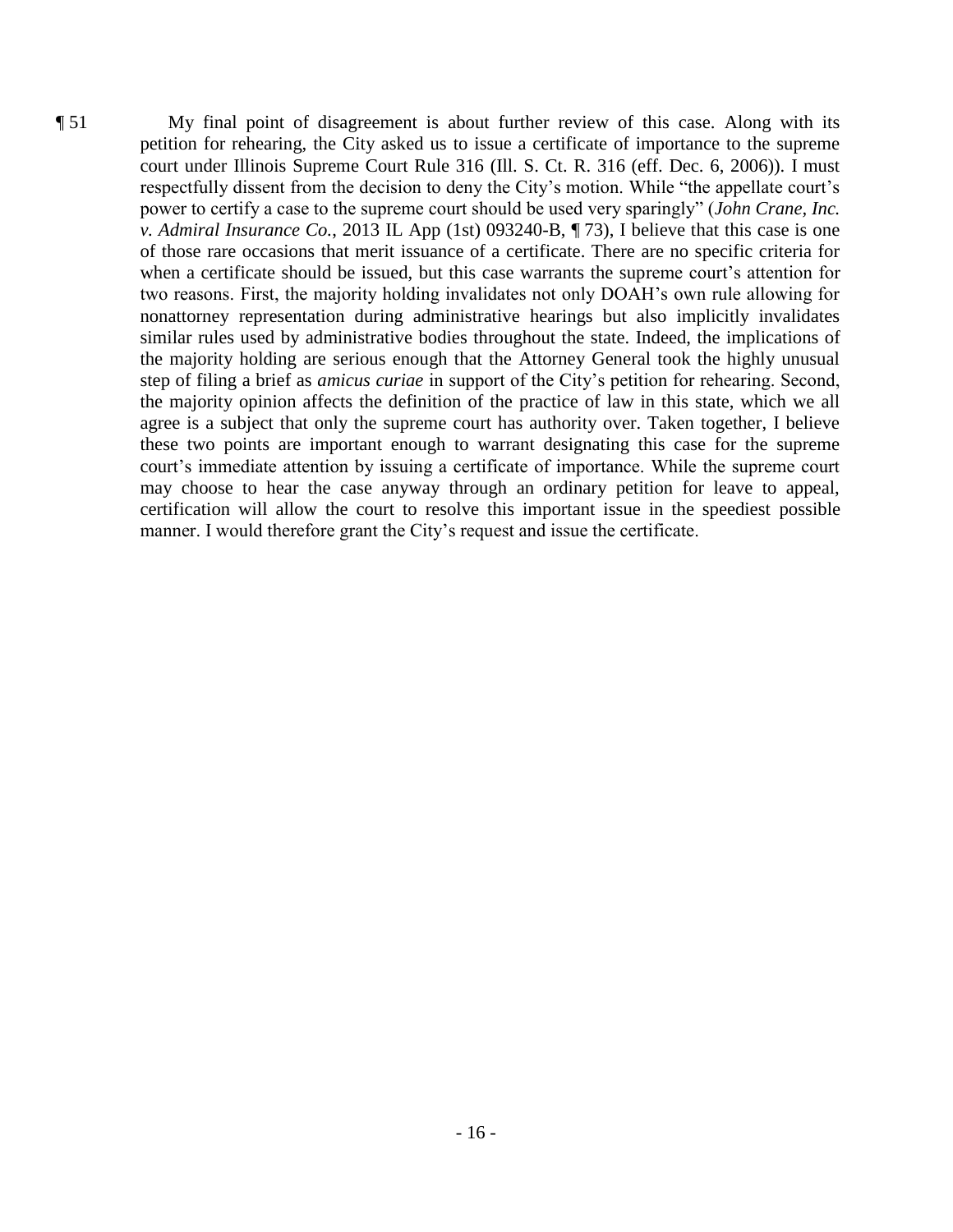¶ 51 My final point of disagreement is about further review of this case. Along with its petition for rehearing, the City asked us to issue a certificate of importance to the supreme court under Illinois Supreme Court Rule 316 (Ill. S. Ct. R. 316 (eff. Dec. 6, 2006)). I must respectfully dissent from the decision to deny the City's motion. While "the appellate court's power to certify a case to the supreme court should be used very sparingly" (*John Crane, Inc. v. Admiral Insurance Co.*, 2013 IL App (1st) 093240-B, ¶ 73), I believe that this case is one of those rare occasions that merit issuance of a certificate. There are no specific criteria for when a certificate should be issued, but this case warrants the supreme court's attention for two reasons. First, the majority holding invalidates not only DOAH's own rule allowing for nonattorney representation during administrative hearings but also implicitly invalidates similar rules used by administrative bodies throughout the state. Indeed, the implications of the majority holding are serious enough that the Attorney General took the highly unusual step of filing a brief as *amicus curiae* in support of the City's petition for rehearing. Second, the majority opinion affects the definition of the practice of law in this state, which we all agree is a subject that only the supreme court has authority over. Taken together, I believe these two points are important enough to warrant designating this case for the supreme court's immediate attention by issuing a certificate of importance. While the supreme court may choose to hear the case anyway through an ordinary petition for leave to appeal, certification will allow the court to resolve this important issue in the speediest possible manner. I would therefore grant the City's request and issue the certificate.